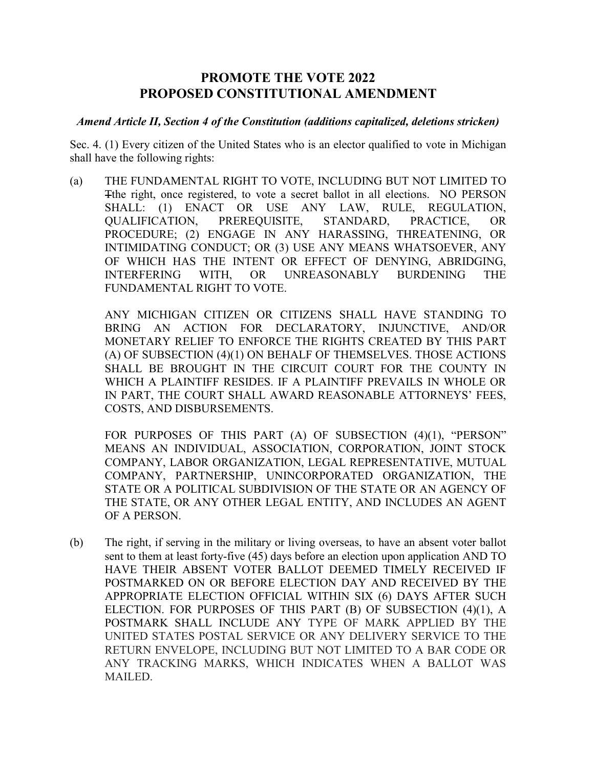# PROMOTE THE VOTE 2022
# PROPOSED CONSTITUTIONAL AMENDMENT

***Amend Article II, Section 4 of the Constitution (additions capitalized, deletions stricken)***

Sec. 4. (1) Every citizen of the United States who is an elector qualified to vote in Michigan shall have the following rights:

(a) THE FUNDAMENTAL RIGHT TO VOTE, INCLUDING BUT NOT LIMITED TO ~~T~~the right, once registered, to vote a secret ballot in all elections. NO PERSON SHALL: (1) ENACT OR USE ANY LAW, RULE, REGULATION, QUALIFICATION, PREREQUISITE, STANDARD, PRACTICE, OR PROCEDURE; (2) ENGAGE IN ANY HARASSING, THREATENING, OR INTIMIDATING CONDUCT; OR (3) USE ANY MEANS WHATSOEVER, ANY OF WHICH HAS THE INTENT OR EFFECT OF DENYING, ABRIDGING, INTERFERING WITH, OR UNREASONABLY BURDENING THE FUNDAMENTAL RIGHT TO VOTE.

ANY MICHIGAN CITIZEN OR CITIZENS SHALL HAVE STANDING TO BRING AN ACTION FOR DECLARATORY, INJUNCTIVE, AND/OR MONETARY RELIEF TO ENFORCE THE RIGHTS CREATED BY THIS PART (A) OF SUBSECTION (4)(1) ON BEHALF OF THEMSELVES. THOSE ACTIONS SHALL BE BROUGHT IN THE CIRCUIT COURT FOR THE COUNTY IN WHICH A PLAINTIFF RESIDES. IF A PLAINTIFF PREVAILS IN WHOLE OR IN PART, THE COURT SHALL AWARD REASONABLE ATTORNEYS' FEES, COSTS, AND DISBURSEMENTS.

FOR PURPOSES OF THIS PART (A) OF SUBSECTION (4)(1), "PERSON" MEANS AN INDIVIDUAL, ASSOCIATION, CORPORATION, JOINT STOCK COMPANY, LABOR ORGANIZATION, LEGAL REPRESENTATIVE, MUTUAL COMPANY, PARTNERSHIP, UNINCORPORATED ORGANIZATION, THE STATE OR A POLITICAL SUBDIVISION OF THE STATE OR AN AGENCY OF THE STATE, OR ANY OTHER LEGAL ENTITY, AND INCLUDES AN AGENT OF A PERSON.

(b) The right, if serving in the military or living overseas, to have an absent voter ballot sent to them at least forty-five (45) days before an election upon application AND TO HAVE THEIR ABSENT VOTER BALLOT DEEMED TIMELY RECEIVED IF POSTMARKED ON OR BEFORE ELECTION DAY AND RECEIVED BY THE APPROPRIATE ELECTION OFFICIAL WITHIN SIX (6) DAYS AFTER SUCH ELECTION. FOR PURPOSES OF THIS PART (B) OF SUBSECTION (4)(1), A POSTMARK SHALL INCLUDE ANY TYPE OF MARK APPLIED BY THE UNITED STATES POSTAL SERVICE OR ANY DELIVERY SERVICE TO THE RETURN ENVELOPE, INCLUDING BUT NOT LIMITED TO A BAR CODE OR ANY TRACKING MARKS, WHICH INDICATES WHEN A BALLOT WAS MAILED.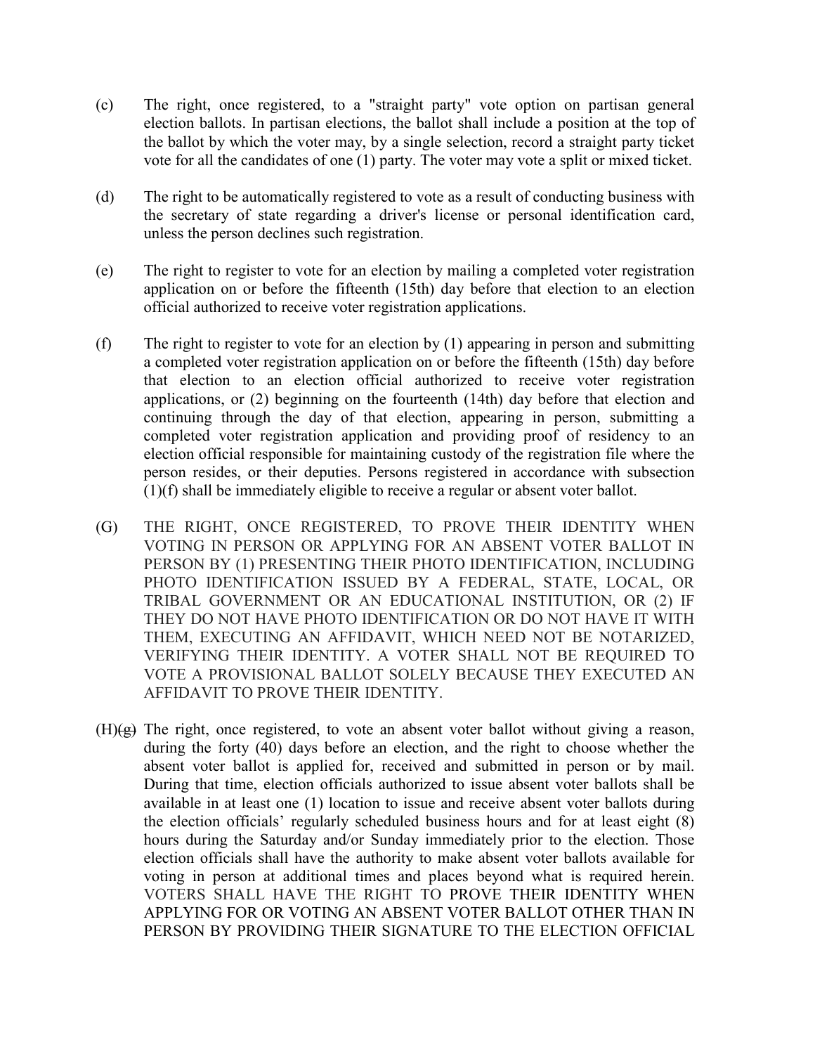(c) The right, once registered, to a "straight party" vote option on partisan general election ballots. In partisan elections, the ballot shall include a position at the top of the ballot by which the voter may, by a single selection, record a straight party ticket vote for all the candidates of one (1) party. The voter may vote a split or mixed ticket.

(d) The right to be automatically registered to vote as a result of conducting business with the secretary of state regarding a driver's license or personal identification card, unless the person declines such registration.

(e) The right to register to vote for an election by mailing a completed voter registration application on or before the fifteenth (15th) day before that election to an election official authorized to receive voter registration applications.

(f) The right to register to vote for an election by (1) appearing in person and submitting a completed voter registration application on or before the fifteenth (15th) day before that election to an election official authorized to receive voter registration applications, or (2) beginning on the fourteenth (14th) day before that election and continuing through the day of that election, appearing in person, submitting a completed voter registration application and providing proof of residency to an election official responsible for maintaining custody of the registration file where the person resides, or their deputies. Persons registered in accordance with subsection (1)(f) shall be immediately eligible to receive a regular or absent voter ballot.

(G) THE RIGHT, ONCE REGISTERED, TO PROVE THEIR IDENTITY WHEN VOTING IN PERSON OR APPLYING FOR AN ABSENT VOTER BALLOT IN PERSON BY (1) PRESENTING THEIR PHOTO IDENTIFICATION, INCLUDING PHOTO IDENTIFICATION ISSUED BY A FEDERAL, STATE, LOCAL, OR TRIBAL GOVERNMENT OR AN EDUCATIONAL INSTITUTION, OR (2) IF THEY DO NOT HAVE PHOTO IDENTIFICATION OR DO NOT HAVE IT WITH THEM, EXECUTING AN AFFIDAVIT, WHICH NEED NOT BE NOTARIZED, VERIFYING THEIR IDENTITY. A VOTER SHALL NOT BE REQUIRED TO VOTE A PROVISIONAL BALLOT SOLELY BECAUSE THEY EXECUTED AN AFFIDAVIT TO PROVE THEIR IDENTITY.

(H)~~(g)~~ The right, once registered, to vote an absent voter ballot without giving a reason, during the forty (40) days before an election, and the right to choose whether the absent voter ballot is applied for, received and submitted in person or by mail. During that time, election officials authorized to issue absent voter ballots shall be available in at least one (1) location to issue and receive absent voter ballots during the election officials' regularly scheduled business hours and for at least eight (8) hours during the Saturday and/or Sunday immediately prior to the election. Those election officials shall have the authority to make absent voter ballots available for voting in person at additional times and places beyond what is required herein. VOTERS SHALL HAVE THE RIGHT TO PROVE THEIR IDENTITY WHEN APPLYING FOR OR VOTING AN ABSENT VOTER BALLOT OTHER THAN IN PERSON BY PROVIDING THEIR SIGNATURE TO THE ELECTION OFFICIAL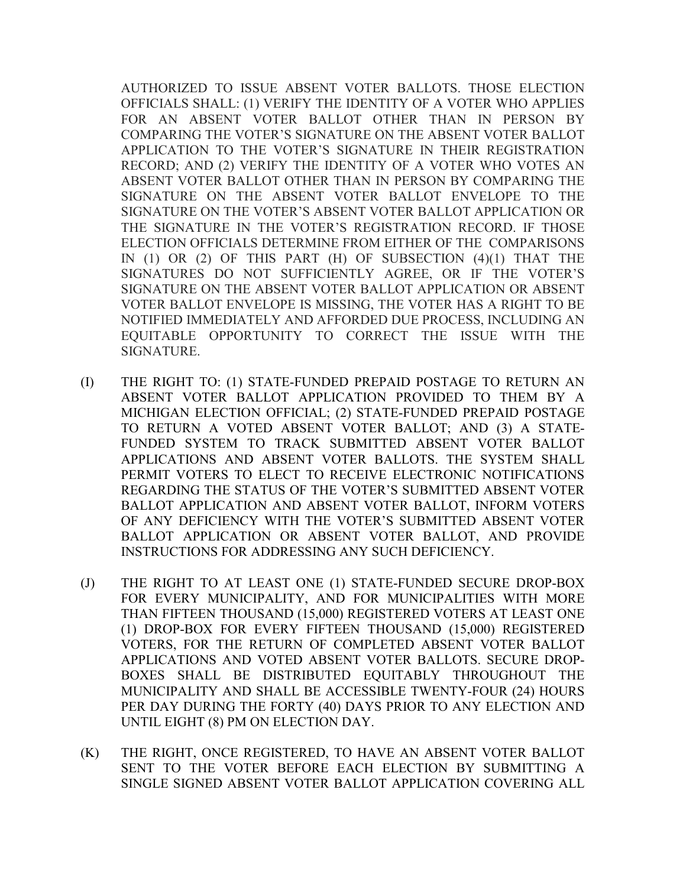AUTHORIZED TO ISSUE ABSENT VOTER BALLOTS. THOSE ELECTION OFFICIALS SHALL: (1) VERIFY THE IDENTITY OF A VOTER WHO APPLIES FOR AN ABSENT VOTER BALLOT OTHER THAN IN PERSON BY COMPARING THE VOTER'S SIGNATURE ON THE ABSENT VOTER BALLOT APPLICATION TO THE VOTER'S SIGNATURE IN THEIR REGISTRATION RECORD; AND (2) VERIFY THE IDENTITY OF A VOTER WHO VOTES AN ABSENT VOTER BALLOT OTHER THAN IN PERSON BY COMPARING THE SIGNATURE ON THE ABSENT VOTER BALLOT ENVELOPE TO THE SIGNATURE ON THE VOTER'S ABSENT VOTER BALLOT APPLICATION OR THE SIGNATURE IN THE VOTER'S REGISTRATION RECORD. IF THOSE ELECTION OFFICIALS DETERMINE FROM EITHER OF THE COMPARISONS IN (1) OR (2) OF THIS PART (H) OF SUBSECTION (4)(1) THAT THE SIGNATURES DO NOT SUFFICIENTLY AGREE, OR IF THE VOTER'S SIGNATURE ON THE ABSENT VOTER BALLOT APPLICATION OR ABSENT VOTER BALLOT ENVELOPE IS MISSING, THE VOTER HAS A RIGHT TO BE NOTIFIED IMMEDIATELY AND AFFORDED DUE PROCESS, INCLUDING AN EQUITABLE OPPORTUNITY TO CORRECT THE ISSUE WITH THE SIGNATURE.

(I) THE RIGHT TO: (1) STATE-FUNDED PREPAID POSTAGE TO RETURN AN ABSENT VOTER BALLOT APPLICATION PROVIDED TO THEM BY A MICHIGAN ELECTION OFFICIAL; (2) STATE-FUNDED PREPAID POSTAGE TO RETURN A VOTED ABSENT VOTER BALLOT; AND (3) A STATE-FUNDED SYSTEM TO TRACK SUBMITTED ABSENT VOTER BALLOT APPLICATIONS AND ABSENT VOTER BALLOTS. THE SYSTEM SHALL PERMIT VOTERS TO ELECT TO RECEIVE ELECTRONIC NOTIFICATIONS REGARDING THE STATUS OF THE VOTER'S SUBMITTED ABSENT VOTER BALLOT APPLICATION AND ABSENT VOTER BALLOT, INFORM VOTERS OF ANY DEFICIENCY WITH THE VOTER'S SUBMITTED ABSENT VOTER BALLOT APPLICATION OR ABSENT VOTER BALLOT, AND PROVIDE INSTRUCTIONS FOR ADDRESSING ANY SUCH DEFICIENCY.

(J) THE RIGHT TO AT LEAST ONE (1) STATE-FUNDED SECURE DROP-BOX FOR EVERY MUNICIPALITY, AND FOR MUNICIPALITIES WITH MORE THAN FIFTEEN THOUSAND (15,000) REGISTERED VOTERS AT LEAST ONE (1) DROP-BOX FOR EVERY FIFTEEN THOUSAND (15,000) REGISTERED VOTERS, FOR THE RETURN OF COMPLETED ABSENT VOTER BALLOT APPLICATIONS AND VOTED ABSENT VOTER BALLOTS. SECURE DROP-BOXES SHALL BE DISTRIBUTED EQUITABLY THROUGHOUT THE MUNICIPALITY AND SHALL BE ACCESSIBLE TWENTY-FOUR (24) HOURS PER DAY DURING THE FORTY (40) DAYS PRIOR TO ANY ELECTION AND UNTIL EIGHT (8) PM ON ELECTION DAY.

(K) THE RIGHT, ONCE REGISTERED, TO HAVE AN ABSENT VOTER BALLOT SENT TO THE VOTER BEFORE EACH ELECTION BY SUBMITTING A SINGLE SIGNED ABSENT VOTER BALLOT APPLICATION COVERING ALL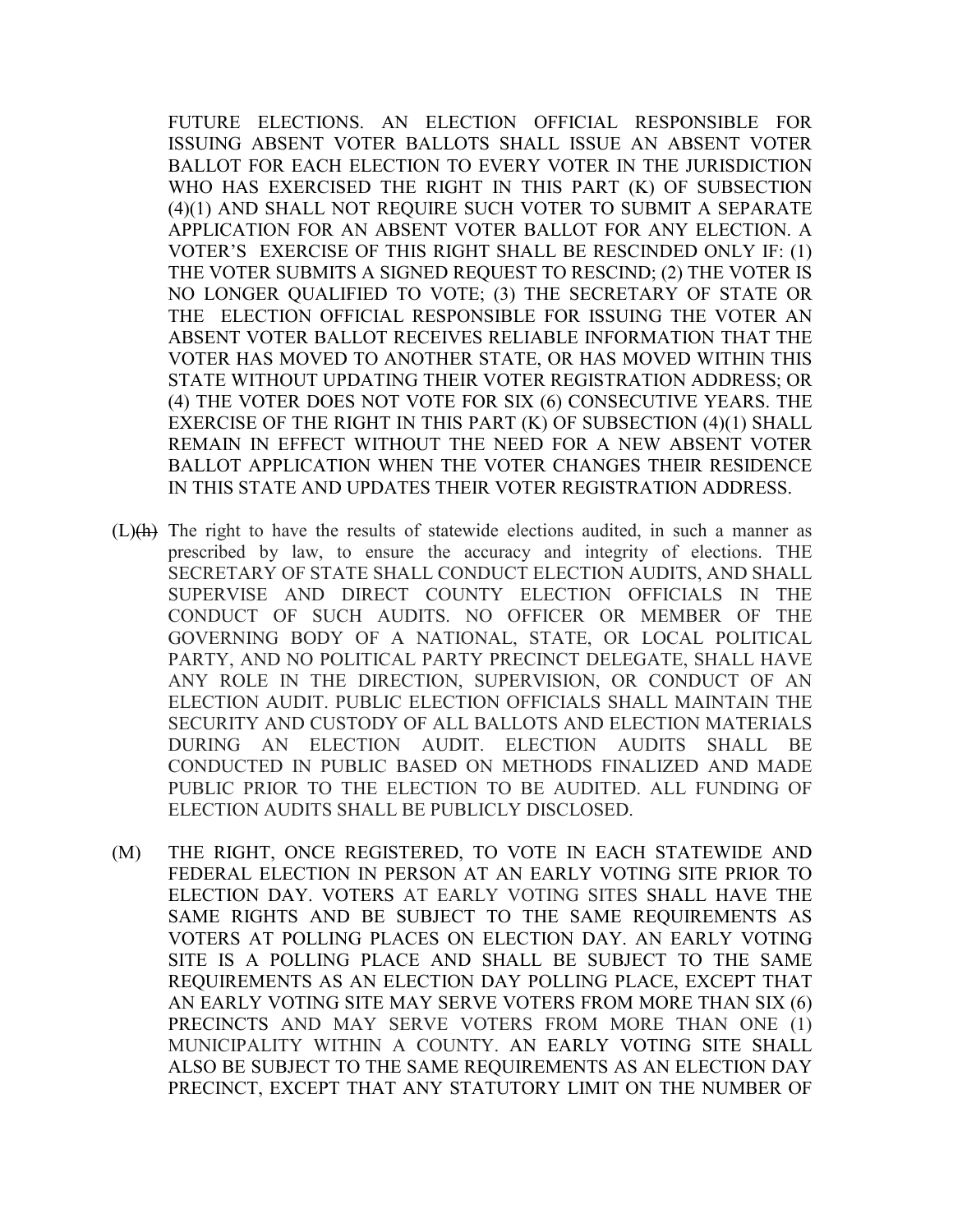FUTURE ELECTIONS. AN ELECTION OFFICIAL RESPONSIBLE FOR ISSUING ABSENT VOTER BALLOTS SHALL ISSUE AN ABSENT VOTER BALLOT FOR EACH ELECTION TO EVERY VOTER IN THE JURISDICTION WHO HAS EXERCISED THE RIGHT IN THIS PART (K) OF SUBSECTION (4)(1) AND SHALL NOT REQUIRE SUCH VOTER TO SUBMIT A SEPARATE APPLICATION FOR AN ABSENT VOTER BALLOT FOR ANY ELECTION. A VOTER'S EXERCISE OF THIS RIGHT SHALL BE RESCINDED ONLY IF: (1) THE VOTER SUBMITS A SIGNED REQUEST TO RESCIND; (2) THE VOTER IS NO LONGER QUALIFIED TO VOTE; (3) THE SECRETARY OF STATE OR THE ELECTION OFFICIAL RESPONSIBLE FOR ISSUING THE VOTER AN ABSENT VOTER BALLOT RECEIVES RELIABLE INFORMATION THAT THE VOTER HAS MOVED TO ANOTHER STATE, OR HAS MOVED WITHIN THIS STATE WITHOUT UPDATING THEIR VOTER REGISTRATION ADDRESS; OR (4) THE VOTER DOES NOT VOTE FOR SIX (6) CONSECUTIVE YEARS. THE EXERCISE OF THE RIGHT IN THIS PART (K) OF SUBSECTION (4)(1) SHALL REMAIN IN EFFECT WITHOUT THE NEED FOR A NEW ABSENT VOTER BALLOT APPLICATION WHEN THE VOTER CHANGES THEIR RESIDENCE IN THIS STATE AND UPDATES THEIR VOTER REGISTRATION ADDRESS.

(L)~~(h)~~ The right to have the results of statewide elections audited, in such a manner as prescribed by law, to ensure the accuracy and integrity of elections. THE SECRETARY OF STATE SHALL CONDUCT ELECTION AUDITS, AND SHALL SUPERVISE AND DIRECT COUNTY ELECTION OFFICIALS IN THE CONDUCT OF SUCH AUDITS. NO OFFICER OR MEMBER OF THE GOVERNING BODY OF A NATIONAL, STATE, OR LOCAL POLITICAL PARTY, AND NO POLITICAL PARTY PRECINCT DELEGATE, SHALL HAVE ANY ROLE IN THE DIRECTION, SUPERVISION, OR CONDUCT OF AN ELECTION AUDIT. PUBLIC ELECTION OFFICIALS SHALL MAINTAIN THE SECURITY AND CUSTODY OF ALL BALLOTS AND ELECTION MATERIALS DURING AN ELECTION AUDIT. ELECTION AUDITS SHALL BE CONDUCTED IN PUBLIC BASED ON METHODS FINALIZED AND MADE PUBLIC PRIOR TO THE ELECTION TO BE AUDITED. ALL FUNDING OF ELECTION AUDITS SHALL BE PUBLICLY DISCLOSED.

(M) THE RIGHT, ONCE REGISTERED, TO VOTE IN EACH STATEWIDE AND FEDERAL ELECTION IN PERSON AT AN EARLY VOTING SITE PRIOR TO ELECTION DAY. VOTERS AT EARLY VOTING SITES SHALL HAVE THE SAME RIGHTS AND BE SUBJECT TO THE SAME REQUIREMENTS AS VOTERS AT POLLING PLACES ON ELECTION DAY. AN EARLY VOTING SITE IS A POLLING PLACE AND SHALL BE SUBJECT TO THE SAME REQUIREMENTS AS AN ELECTION DAY POLLING PLACE, EXCEPT THAT AN EARLY VOTING SITE MAY SERVE VOTERS FROM MORE THAN SIX (6) PRECINCTS AND MAY SERVE VOTERS FROM MORE THAN ONE (1) MUNICIPALITY WITHIN A COUNTY. AN EARLY VOTING SITE SHALL ALSO BE SUBJECT TO THE SAME REQUIREMENTS AS AN ELECTION DAY PRECINCT, EXCEPT THAT ANY STATUTORY LIMIT ON THE NUMBER OF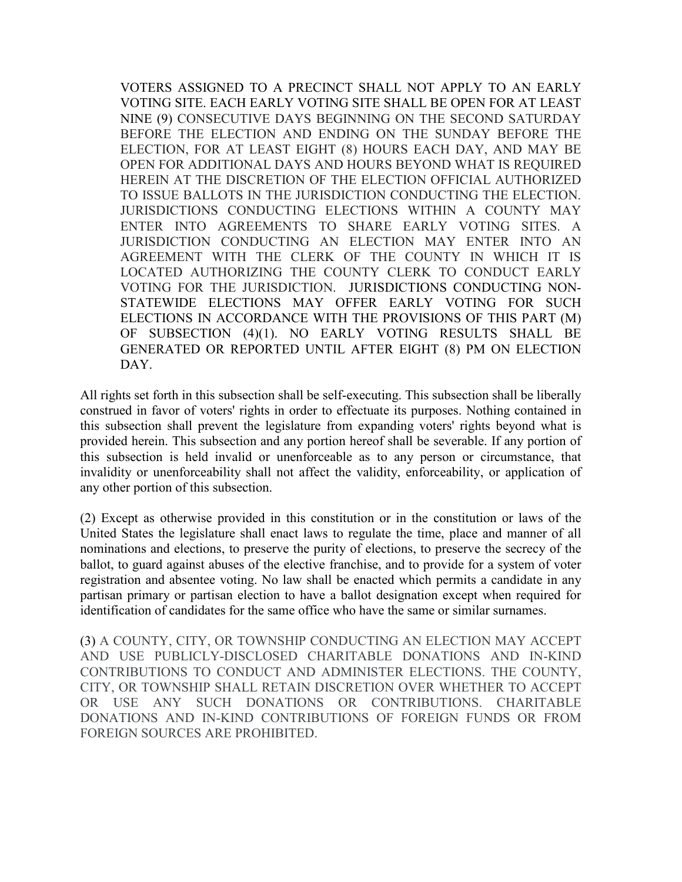VOTERS ASSIGNED TO A PRECINCT SHALL NOT APPLY TO AN EARLY VOTING SITE. EACH EARLY VOTING SITE SHALL BE OPEN FOR AT LEAST NINE (9) CONSECUTIVE DAYS BEGINNING ON THE SECOND SATURDAY BEFORE THE ELECTION AND ENDING ON THE SUNDAY BEFORE THE ELECTION, FOR AT LEAST EIGHT (8) HOURS EACH DAY, AND MAY BE OPEN FOR ADDITIONAL DAYS AND HOURS BEYOND WHAT IS REQUIRED HEREIN AT THE DISCRETION OF THE ELECTION OFFICIAL AUTHORIZED TO ISSUE BALLOTS IN THE JURISDICTION CONDUCTING THE ELECTION. JURISDICTIONS CONDUCTING ELECTIONS WITHIN A COUNTY MAY ENTER INTO AGREEMENTS TO SHARE EARLY VOTING SITES. A JURISDICTION CONDUCTING AN ELECTION MAY ENTER INTO AN AGREEMENT WITH THE CLERK OF THE COUNTY IN WHICH IT IS LOCATED AUTHORIZING THE COUNTY CLERK TO CONDUCT EARLY VOTING FOR THE JURISDICTION. JURISDICTIONS CONDUCTING NON-STATEWIDE ELECTIONS MAY OFFER EARLY VOTING FOR SUCH ELECTIONS IN ACCORDANCE WITH THE PROVISIONS OF THIS PART (M) OF SUBSECTION (4)(1). NO EARLY VOTING RESULTS SHALL BE GENERATED OR REPORTED UNTIL AFTER EIGHT (8) PM ON ELECTION DAY.

All rights set forth in this subsection shall be self-executing. This subsection shall be liberally construed in favor of voters' rights in order to effectuate its purposes. Nothing contained in this subsection shall prevent the legislature from expanding voters' rights beyond what is provided herein. This subsection and any portion hereof shall be severable. If any portion of this subsection is held invalid or unenforceable as to any person or circumstance, that invalidity or unenforceability shall not affect the validity, enforceability, or application of any other portion of this subsection.

(2) Except as otherwise provided in this constitution or in the constitution or laws of the United States the legislature shall enact laws to regulate the time, place and manner of all nominations and elections, to preserve the purity of elections, to preserve the secrecy of the ballot, to guard against abuses of the elective franchise, and to provide for a system of voter registration and absentee voting. No law shall be enacted which permits a candidate in any partisan primary or partisan election to have a ballot designation except when required for identification of candidates for the same office who have the same or similar surnames.

(3) A COUNTY, CITY, OR TOWNSHIP CONDUCTING AN ELECTION MAY ACCEPT AND USE PUBLICLY-DISCLOSED CHARITABLE DONATIONS AND IN-KIND CONTRIBUTIONS TO CONDUCT AND ADMINISTER ELECTIONS. THE COUNTY, CITY, OR TOWNSHIP SHALL RETAIN DISCRETION OVER WHETHER TO ACCEPT OR USE ANY SUCH DONATIONS OR CONTRIBUTIONS. CHARITABLE DONATIONS AND IN-KIND CONTRIBUTIONS OF FOREIGN FUNDS OR FROM FOREIGN SOURCES ARE PROHIBITED.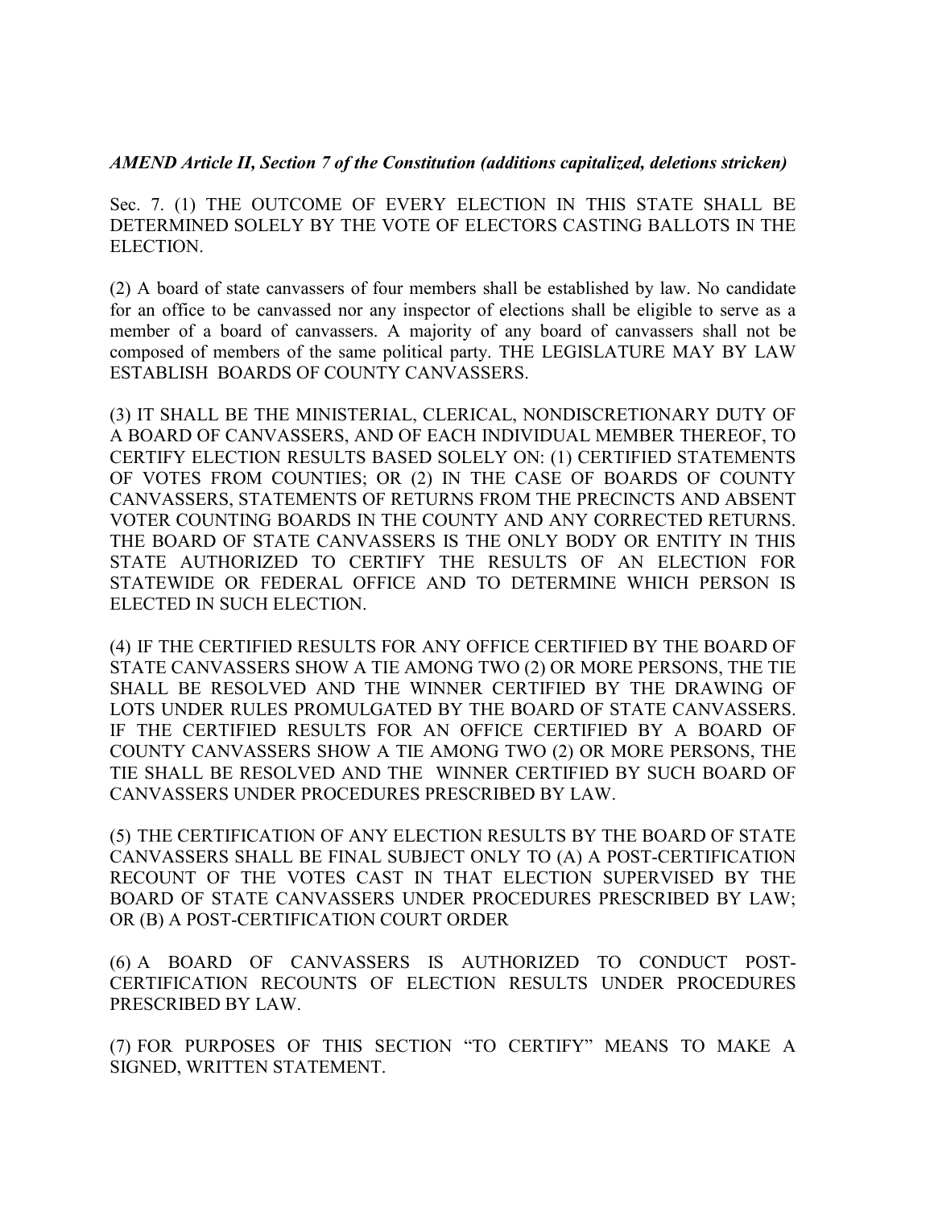***AMEND Article II, Section 7 of the Constitution (additions capitalized, deletions stricken)***

Sec. 7. (1) THE OUTCOME OF EVERY ELECTION IN THIS STATE SHALL BE DETERMINED SOLELY BY THE VOTE OF ELECTORS CASTING BALLOTS IN THE ELECTION.

(2) A board of state canvassers of four members shall be established by law. No candidate for an office to be canvassed nor any inspector of elections shall be eligible to serve as a member of a board of canvassers. A majority of any board of canvassers shall not be composed of members of the same political party. THE LEGISLATURE MAY BY LAW ESTABLISH BOARDS OF COUNTY CANVASSERS.

(3) IT SHALL BE THE MINISTERIAL, CLERICAL, NONDISCRETIONARY DUTY OF A BOARD OF CANVASSERS, AND OF EACH INDIVIDUAL MEMBER THEREOF, TO CERTIFY ELECTION RESULTS BASED SOLELY ON: (1) CERTIFIED STATEMENTS OF VOTES FROM COUNTIES; OR (2) IN THE CASE OF BOARDS OF COUNTY CANVASSERS, STATEMENTS OF RETURNS FROM THE PRECINCTS AND ABSENT VOTER COUNTING BOARDS IN THE COUNTY AND ANY CORRECTED RETURNS. THE BOARD OF STATE CANVASSERS IS THE ONLY BODY OR ENTITY IN THIS STATE AUTHORIZED TO CERTIFY THE RESULTS OF AN ELECTION FOR STATEWIDE OR FEDERAL OFFICE AND TO DETERMINE WHICH PERSON IS ELECTED IN SUCH ELECTION.

(4) IF THE CERTIFIED RESULTS FOR ANY OFFICE CERTIFIED BY THE BOARD OF STATE CANVASSERS SHOW A TIE AMONG TWO (2) OR MORE PERSONS, THE TIE SHALL BE RESOLVED AND THE WINNER CERTIFIED BY THE DRAWING OF LOTS UNDER RULES PROMULGATED BY THE BOARD OF STATE CANVASSERS. IF THE CERTIFIED RESULTS FOR AN OFFICE CERTIFIED BY A BOARD OF COUNTY CANVASSERS SHOW A TIE AMONG TWO (2) OR MORE PERSONS, THE TIE SHALL BE RESOLVED AND THE WINNER CERTIFIED BY SUCH BOARD OF CANVASSERS UNDER PROCEDURES PRESCRIBED BY LAW.

(5) THE CERTIFICATION OF ANY ELECTION RESULTS BY THE BOARD OF STATE CANVASSERS SHALL BE FINAL SUBJECT ONLY TO (A) A POST-CERTIFICATION RECOUNT OF THE VOTES CAST IN THAT ELECTION SUPERVISED BY THE BOARD OF STATE CANVASSERS UNDER PROCEDURES PRESCRIBED BY LAW; OR (B) A POST-CERTIFICATION COURT ORDER

(6) A BOARD OF CANVASSERS IS AUTHORIZED TO CONDUCT POST-CERTIFICATION RECOUNTS OF ELECTION RESULTS UNDER PROCEDURES PRESCRIBED BY LAW.

(7) FOR PURPOSES OF THIS SECTION "TO CERTIFY" MEANS TO MAKE A SIGNED, WRITTEN STATEMENT.